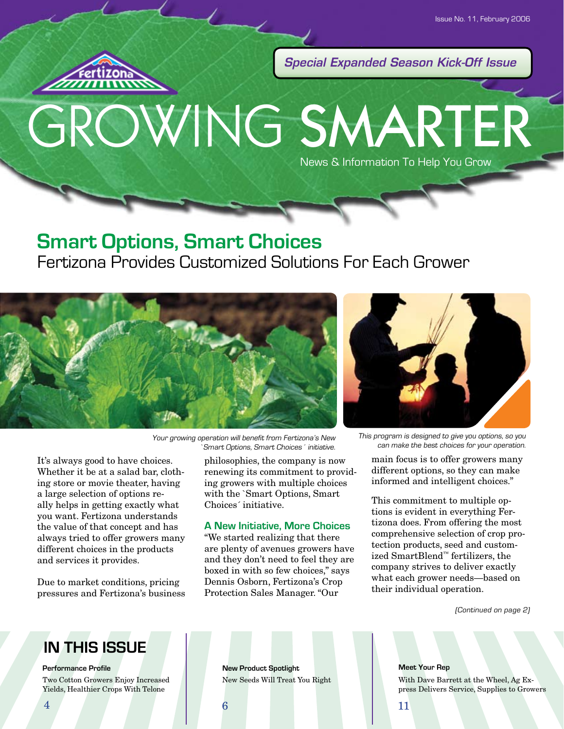Issue No. 11, February 2006

*Special Expanded Season Kick-Off Issue*

Fertizona

# GROWING SMARTER

News & Information To Help You Grow

## Smart Options, Smart Choices

### Fertizona Provides Customized Solutions For Each Grower

*Your growing operation will benefit from Fertizona's New `Smart Options, Smart Choices´ initiative.*

*This program is designed to give you options, so you can make the best choices for your operation.*

It's always good to have choices. Whether it be at a salad bar, clothing store or movie theater, having a large selection of options really helps in getting exactly what you want. Fertizona understands the value of that concept and has always tried to offer growers many different choices in the products and services it provides.

Due to market conditions, pricing pressures and Fertizona's business philosophies, the company is now renewing its commitment to providing growers with multiple choices with the `Smart Options, Smart Choices´ initiative.

#### A New Initiative, More Choices

"We started realizing that there are plenty of avenues growers have and they don't need to feel they are boxed in with so few choices," says Dennis Osborn, Fertizona's Crop Protection Sales Manager. "Our main focus is to offer growers many different options, so they can make informed and intelligent choices."

This commitment to multiple options is evident in everything Fertizona does. From offering the most comprehensive selection of crop protection products, seed and customized SmartBlend™ fertilizers, the company strives to deliver exactly what each grower needs—based on their individual operation.

*(Continued on page 2)*

## IN THIS ISSUE

**Performance Profile**
Two Cotton Growers Enjoy Increased Yields, Healthier Crops With Telone
4

**New Product Spotlight**
New Seeds Will Treat You Right
6

**Meet Your Rep**
With Dave Barrett at the Wheel, Ag Express Delivers Service, Supplies to Growers
11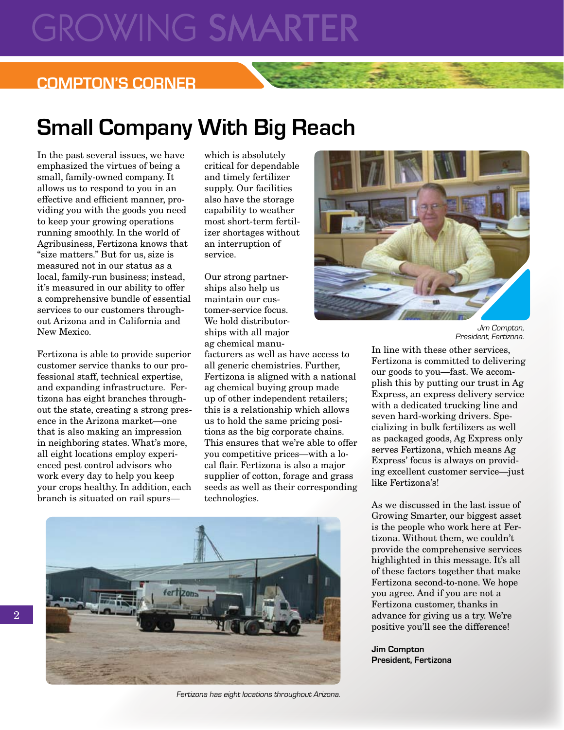## COMPTON'S CORNER

# Small Company With Big Reach

In the past several issues, we have emphasized the virtues of being a small, family-owned company. It allows us to respond to you in an effective and efficient manner, providing you with the goods you need to keep your growing operations running smoothly. In the world of Agribusiness, Fertizona knows that "size matters." But for us, size is measured not in our status as a local, family-run business; instead, it's measured in our ability to offer a comprehensive bundle of essential services to our customers throughout Arizona and in California and New Mexico.

Fertizona is able to provide superior customer service thanks to our professional staff, technical expertise, and expanding infrastructure. Fertizona has eight branches throughout the state, creating a strong presence in the Arizona market—one that is also making an impression in neighboring states. What's more, all eight locations employ experienced pest control advisors who work every day to help you keep your crops healthy. In addition, each branch is situated on rail spurs—which is absolutely critical for dependable and timely fertilizer supply. Our facilities also have the storage capability to weather most short-term fertilizer shortages without an interruption of service.

Our strong partnerships also help us maintain our customer-service focus. We hold distributorships with all major ag chemical manufacturers as well as have access to all generic chemistries. Further, Fertizona is aligned with a national ag chemical buying group made up of other independent retailers; this is a relationship which allows us to hold the same pricing positions as the big corporate chains. This ensures that we're able to offer you competitive prices—with a local flair. Fertizona is also a major supplier of cotton, forage and grass seeds as well as their corresponding technologies.

*Jim Compton, President, Fertizona.*

In line with these other services, Fertizona is committed to delivering our goods to you—fast. We accomplish this by putting our trust in Ag Express, an express delivery service with a dedicated trucking line and seven hard-working drivers. Specializing in bulk fertilizers as well as packaged goods, Ag Express only serves Fertizona, which means Ag Express' focus is always on providing excellent customer service—just like Fertizona's!

As we discussed in the last issue of Growing Smarter, our biggest asset is the people who work here at Fertizona. Without them, we couldn't provide the comprehensive services highlighted in this message. It's all of these factors together that make Fertizona second-to-none. We hope you agree. And if you are not a Fertizona customer, thanks in advance for giving us a try. We're positive you'll see the difference!

**Jim Compton**
**President, Fertizona**

*Fertizona has eight locations throughout Arizona.*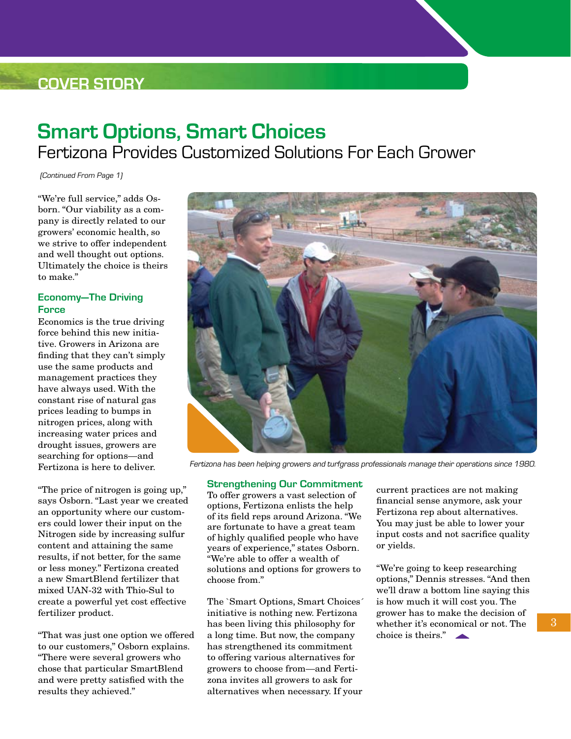COVER STORY

# Smart Options, Smart Choices

## Fertizona Provides Customized Solutions For Each Grower

*(Continued From Page 1)*

"We're full service," adds Osborn. "Our viability as a company is directly related to our growers' economic health, so we strive to offer independent and well thought out options. Ultimately the choice is theirs to make."

### Economy—The Driving Force

Economics is the true driving force behind this new initiative. Growers in Arizona are finding that they can't simply use the same products and management practices they have always used. With the constant rise of natural gas prices leading to bumps in nitrogen prices, along with increasing water prices and drought issues, growers are searching for options—and Fertizona is here to deliver.

"The price of nitrogen is going up," says Osborn. "Last year we created an opportunity where our customers could lower their input on the Nitrogen side by increasing sulfur content and attaining the same results, if not better, for the same or less money." Fertizona created a new SmartBlend fertilizer that mixed UAN-32 with Thio-Sul to create a powerful yet cost effective fertilizer product.

"That was just one option we offered to our customers," Osborn explains. "There were several growers who chose that particular SmartBlend and were pretty satisfied with the results they achieved."

*Fertizona has been helping growers and turfgrass professionals manage their operations since 1980.*

### Strengthening Our Commitment

To offer growers a vast selection of options, Fertizona enlists the help of its field reps around Arizona. "We are fortunate to have a great team of highly qualified people who have years of experience," states Osborn. "We're able to offer a wealth of solutions and options for growers to choose from."

The `Smart Options, Smart Choices´ initiative is nothing new. Fertizona has been living this philosophy for a long time. But now, the company has strengthened its commitment to offering various alternatives for growers to choose from—and Fertizona invites all growers to ask for alternatives when necessary. If your current practices are not making financial sense anymore, ask your Fertizona rep about alternatives. You may just be able to lower your input costs and not sacrifice quality or yields.

"We're going to keep researching options," Dennis stresses. "And then we'll draw a bottom line saying this is how much it will cost you. The grower has to make the decision of whether it's economical or not. The choice is theirs."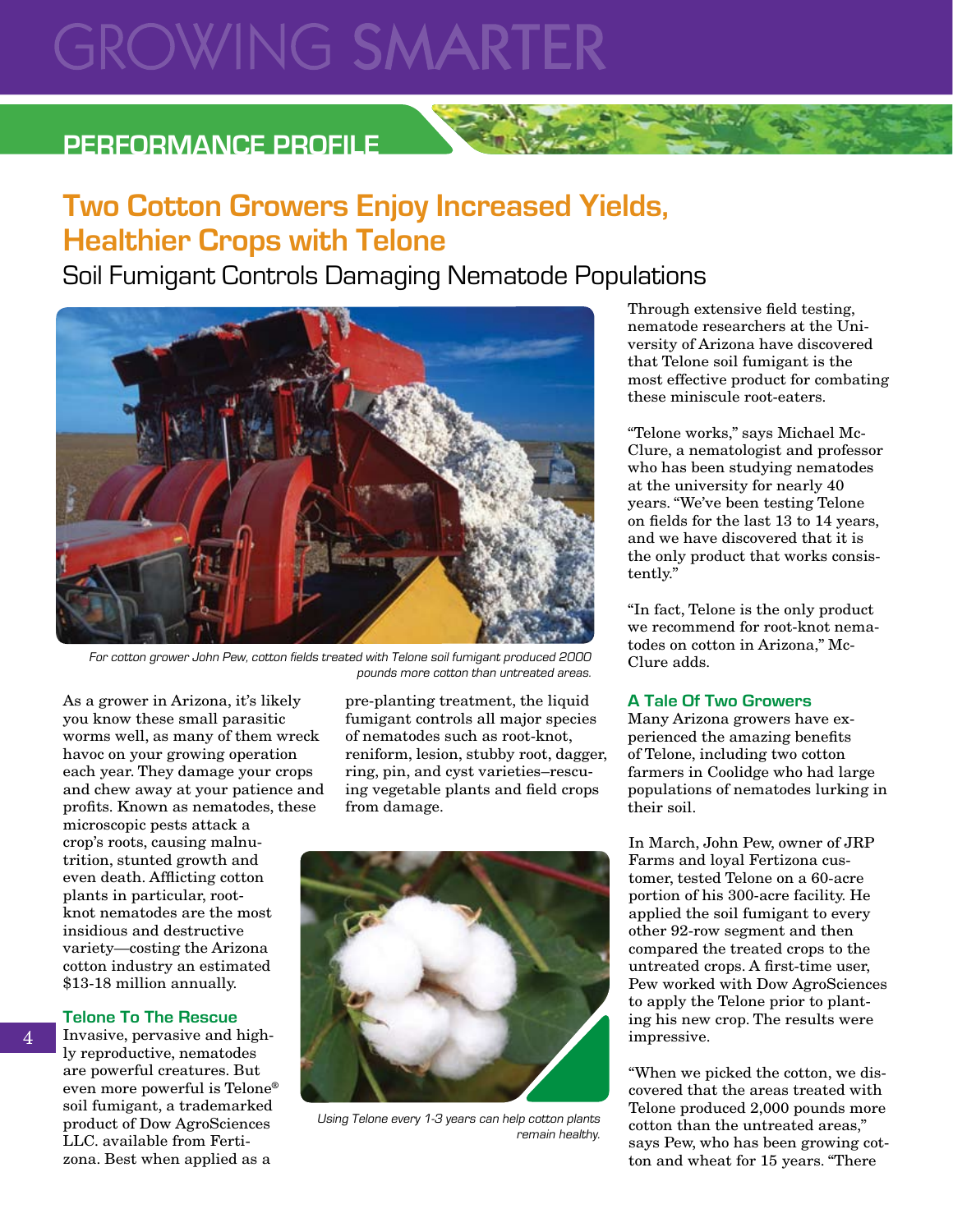# GROWING SMARTER

## PERFORMANCE PROFILE

# Two Cotton Growers Enjoy Increased Yields, Healthier Crops with Telone

## Soil Fumigant Controls Damaging Nematode Populations

*For cotton grower John Pew, cotton fields treated with Telone soil fumigant produced 2000 pounds more cotton than untreated areas.*

As a grower in Arizona, it's likely you know these small parasitic worms well, as many of them wreck havoc on your growing operation each year. They damage your crops and chew away at your patience and profits. Known as nematodes, these microscopic pests attack a crop's roots, causing malnutrition, stunted growth and even death. Afflicting cotton plants in particular, root-knot nematodes are the most insidious and destructive variety—costing the Arizona cotton industry an estimated $13-18 million annually.

### Telone To The Rescue

Invasive, pervasive and highly reproductive, nematodes are powerful creatures. But even more powerful is Telone® soil fumigant, a trademarked product of Dow AgroSciences LLC. available from Fertizona. Best when applied as a pre-planting treatment, the liquid fumigant controls all major species of nematodes such as root-knot, reniform, lesion, stubby root, dagger, ring, pin, and cyst varieties–rescuing vegetable plants and field crops from damage.

*Using Telone every 1-3 years can help cotton plants remain healthy.*

Through extensive field testing, nematode researchers at the University of Arizona have discovered that Telone soil fumigant is the most effective product for combating these miniscule root-eaters.

"Telone works," says Michael McClure, a nematologist and professor who has been studying nematodes at the university for nearly 40 years. "We've been testing Telone on fields for the last 13 to 14 years, and we have discovered that it is the only product that works consistently."

"In fact, Telone is the only product we recommend for root-knot nematodes on cotton in Arizona," McClure adds.

### A Tale Of Two Growers

Many Arizona growers have experienced the amazing benefits of Telone, including two cotton farmers in Coolidge who had large populations of nematodes lurking in their soil.

In March, John Pew, owner of JRP Farms and loyal Fertizona customer, tested Telone on a 60-acre portion of his 300-acre facility. He applied the soil fumigant to every other 92-row segment and then compared the treated crops to the untreated crops. A first-time user, Pew worked with Dow AgroSciences to apply the Telone prior to planting his new crop. The results were impressive.

"When we picked the cotton, we discovered that the areas treated with Telone produced 2,000 pounds more cotton than the untreated areas," says Pew, who has been growing cotton and wheat for 15 years. "There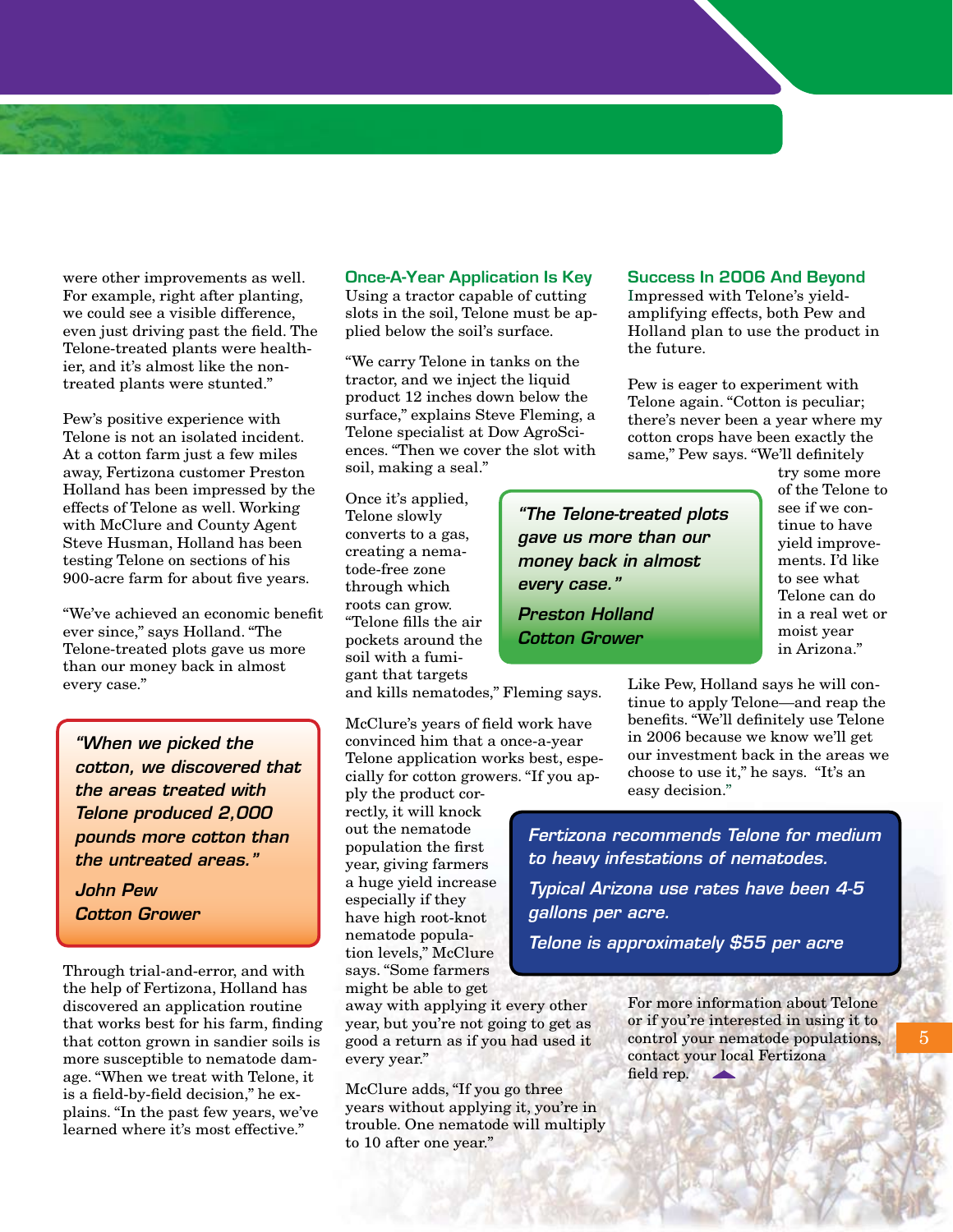were other improvements as well. For example, right after planting, we could see a visible difference, even just driving past the field. The Telone-treated plants were healthier, and it's almost like the non-treated plants were stunted."

Pew's positive experience with Telone is not an isolated incident. At a cotton farm just a few miles away, Fertizona customer Preston Holland has been impressed by the effects of Telone as well. Working with McClure and County Agent Steve Husman, Holland has been testing Telone on sections of his 900-acre farm for about five years.

"We've achieved an economic benefit ever since," says Holland. "The Telone-treated plots gave us more than our money back in almost every case."

> *"When we picked the cotton, we discovered that the areas treated with Telone produced 2,000 pounds more cotton than the untreated areas."*
>
> *John Pew*
> *Cotton Grower*

Through trial-and-error, and with the help of Fertizona, Holland has discovered an application routine that works best for his farm, finding that cotton grown in sandier soils is more susceptible to nematode damage. "When we treat with Telone, it is a field-by-field decision," he explains. "In the past few years, we've learned where it's most effective."

## Once-A-Year Application Is Key

Using a tractor capable of cutting slots in the soil, Telone must be applied below the soil's surface.

"We carry Telone in tanks on the tractor, and we inject the liquid product 12 inches down below the surface," explains Steve Fleming, a Telone specialist at Dow AgroSciences. "Then we cover the slot with soil, making a seal."

Once it's applied, Telone slowly converts to a gas, creating a nematode-free zone through which roots can grow. "Telone fills the air pockets around the soil with a fumigant that targets and kills nematodes," Fleming says.

> *"The Telone-treated plots gave us more than our money back in almost every case."*
>
> *Preston Holland*
> *Cotton Grower*

McClure's years of field work have convinced him that a once-a-year Telone application works best, especially for cotton growers. "If you apply the product correctly, it will knock out the nematode population the first year, giving farmers a huge yield increase especially if they have high root-knot nematode population levels," McClure says. "Some farmers might be able to get away with applying it every other year, but you're not going to get as good a return as if you had used it every year."

McClure adds, "If you go three years without applying it, you're in trouble. One nematode will multiply to 10 after one year."

## Success In 2006 And Beyond

Impressed with Telone's yield-amplifying effects, both Pew and Holland plan to use the product in the future.

Pew is eager to experiment with Telone again. "Cotton is peculiar; there's never been a year where my cotton crops have been exactly the same," Pew says. "We'll definitely try some more of the Telone to see if we continue to have yield improvements. I'd like to see what Telone can do in a real wet or moist year in Arizona."

Like Pew, Holland says he will continue to apply Telone—and reap the benefits. "We'll definitely use Telone in 2006 because we know we'll get our investment back in the areas we choose to use it," he says. "It's an easy decision."

> *Fertizona recommends Telone for medium to heavy infestations of nematodes.*
>
> *Typical Arizona use rates have been 4-5 gallons per acre.*
>
> *Telone is approximately $55 per acre*

For more information about Telone or if you're interested in using it to control your nematode populations, contact your local Fertizona field rep.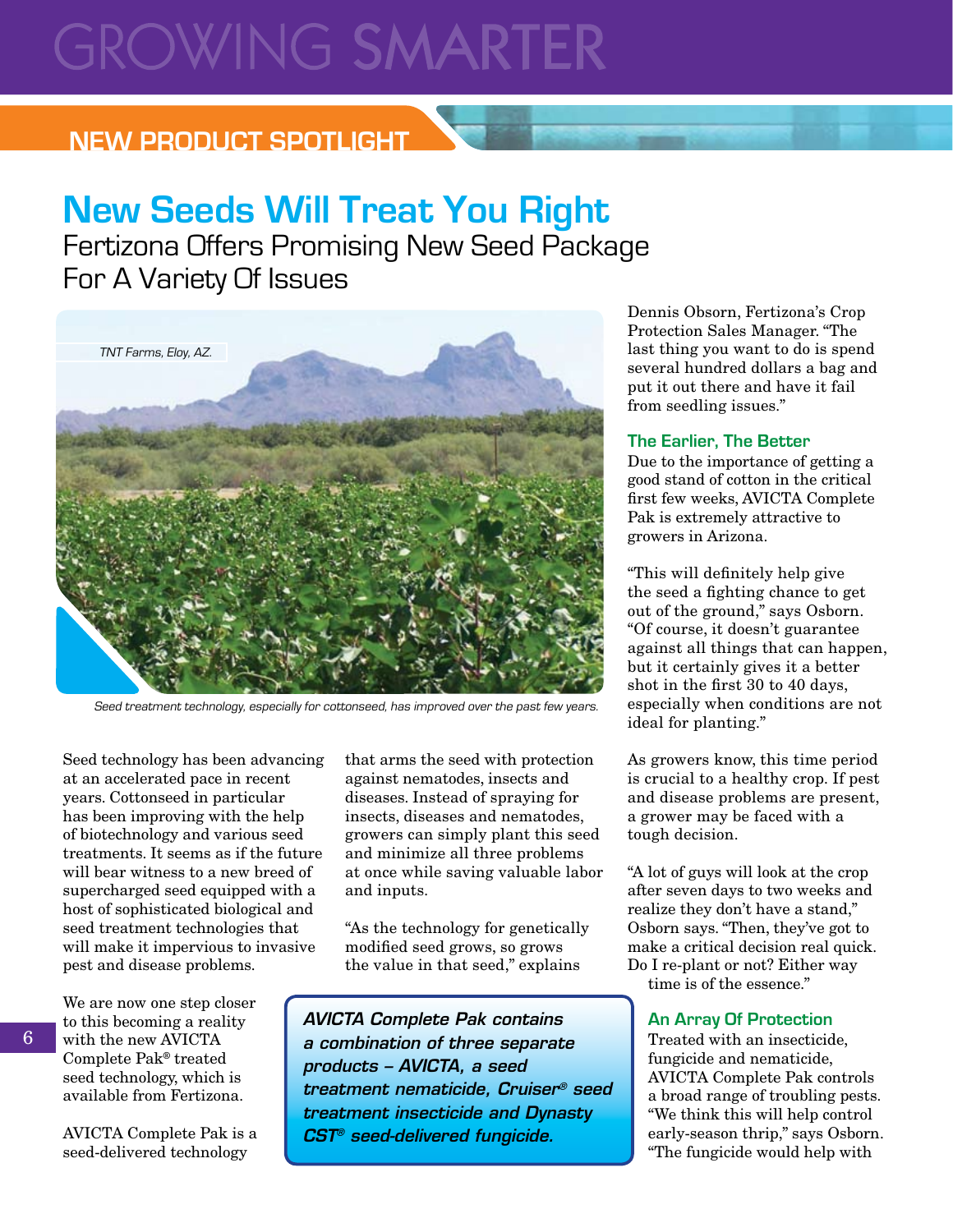# GROWING SMARTER

## NEW PRODUCT SPOTLIGHT

# New Seeds Will Treat You Right

## Fertizona Offers Promising New Seed Package For A Variety Of Issues

TNT Farms, Eloy, AZ.

*Seed treatment technology, especially for cottonseed, has improved over the past few years.*

Seed technology has been advancing at an accelerated pace in recent years. Cottonseed in particular has been improving with the help of biotechnology and various seed treatments. It seems as if the future will bear witness to a new breed of supercharged seed equipped with a host of sophisticated biological and seed treatment technologies that will make it impervious to invasive pest and disease problems.

We are now one step closer to this becoming a reality with the new AVICTA Complete Pak® treated seed technology, which is available from Fertizona.

AVICTA Complete Pak is a seed-delivered technology that arms the seed with protection against nematodes, insects and diseases. Instead of spraying for insects, diseases and nematodes, growers can simply plant this seed and minimize all three problems at once while saving valuable labor and inputs.

"As the technology for genetically modified seed grows, so grows the value in that seed," explains Dennis Obsorn, Fertizona's Crop Protection Sales Manager. "The last thing you want to do is spend several hundred dollars a bag and put it out there and have it fail from seedling issues."

***AVICTA Complete Pak contains a combination of three separate products – AVICTA, a seed treatment nematicide, Cruiser® seed treatment insecticide and Dynasty CST® seed-delivered fungicide.***

### The Earlier, The Better

Due to the importance of getting a good stand of cotton in the critical first few weeks, AVICTA Complete Pak is extremely attractive to growers in Arizona.

"This will definitely help give the seed a fighting chance to get out of the ground," says Osborn. "Of course, it doesn't guarantee against all things that can happen, but it certainly gives it a better shot in the first 30 to 40 days, especially when conditions are not ideal for planting."

As growers know, this time period is crucial to a healthy crop. If pest and disease problems are present, a grower may be faced with a tough decision.

"A lot of guys will look at the crop after seven days to two weeks and realize they don't have a stand," Osborn says. "Then, they've got to make a critical decision real quick. Do I re-plant or not? Either way time is of the essence."

### An Array Of Protection

Treated with an insecticide, fungicide and nematicide, AVICTA Complete Pak controls a broad range of troubling pests. "We think this will help control early-season thrip," says Osborn. "The fungicide would help with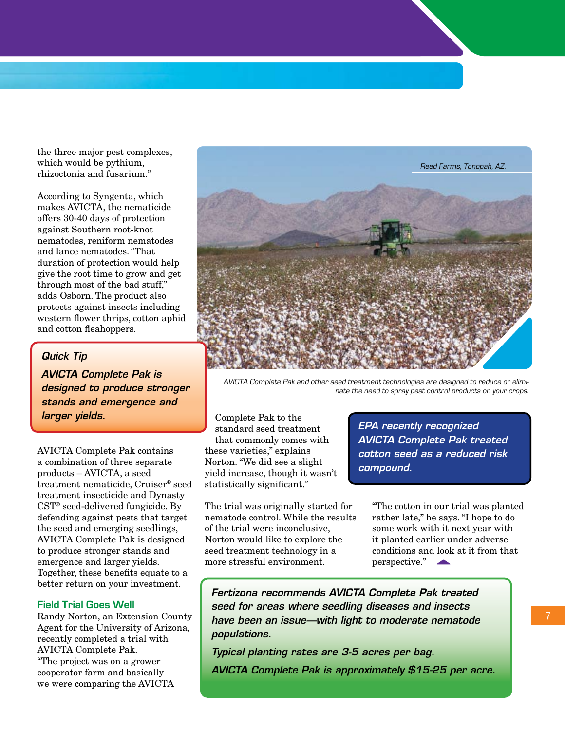the three major pest complexes, which would be pythium, rhizoctonia and fusarium."

According to Syngenta, which makes AVICTA, the nematicide offers 30-40 days of protection against Southern root-knot nematodes, reniform nematodes and lance nematodes. "That duration of protection would help give the root time to grow and get through most of the bad stuff," adds Osborn. The product also protects against insects including western flower thrips, cotton aphid and cotton fleahoppers.

> ***Quick Tip***
>
> ***AVICTA Complete Pak is designed to produce stronger stands and emergence and larger yields.***

AVICTA Complete Pak contains a combination of three separate products – AVICTA, a seed treatment nematicide, Cruiser® seed treatment insecticide and Dynasty CST® seed-delivered fungicide. By defending against pests that target the seed and emerging seedlings, AVICTA Complete Pak is designed to produce stronger stands and emergence and larger yields. Together, these benefits equate to a better return on your investment.

## Field Trial Goes Well

Randy Norton, an Extension County Agent for the University of Arizona, recently completed a trial with AVICTA Complete Pak. "The project was on a grower cooperator farm and basically we were comparing the AVICTA Complete Pak to the standard seed treatment that commonly comes with these varieties," explains Norton. "We did see a slight yield increase, though it wasn't statistically significant."

*Reed Farms, Tonopah, AZ.*

*AVICTA Complete Pak and other seed treatment technologies are designed to reduce or eliminate the need to spray pest control products on your crops.*

> ***EPA recently recognized AVICTA Complete Pak treated cotton seed as a reduced risk compound.***

The trial was originally started for nematode control. While the results of the trial were inconclusive, Norton would like to explore the seed treatment technology in a more stressful environment.

"The cotton in our trial was planted rather late," he says. "I hope to do some work with it next year with it planted earlier under adverse conditions and look at it from that perspective."

> ***Fertizona recommends AVICTA Complete Pak treated seed for areas where seedling diseases and insects have been an issue—with light to moderate nematode populations.***
>
> ***Typical planting rates are 3-5 acres per bag.***
>
> ***AVICTA Complete Pak is approximately $15-25 per acre.***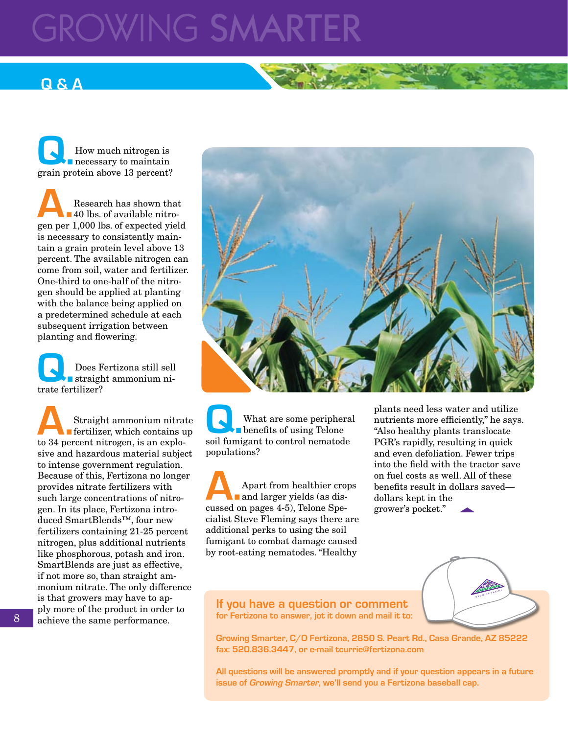# GROWING SMARTER

## Q & A

**Q.** How much nitrogen is necessary to maintain grain protein above 13 percent?

**A.** Research has shown that 40 lbs. of available nitrogen per 1,000 lbs. of expected yield is necessary to consistently maintain a grain protein level above 13 percent. The available nitrogen can come from soil, water and fertilizer. One-third to one-half of the nitrogen should be applied at planting with the balance being applied on a predetermined schedule at each subsequent irrigation between planting and flowering.

**Q.** Does Fertizona still sell straight ammonium nitrate fertilizer?

**A.** Straight ammonium nitrate fertilizer, which contains up to 34 percent nitrogen, is an explosive and hazardous material subject to intense government regulation. Because of this, Fertizona no longer provides nitrate fertilizers with such large concentrations of nitrogen. In its place, Fertizona introduced SmartBlends™, four new fertilizers containing 21-25 percent nitrogen, plus additional nutrients like phosphorous, potash and iron. SmartBlends are just as effective, if not more so, than straight ammonium nitrate. The only difference is that growers may have to apply more of the product in order to achieve the same performance.

**Q.** What are some peripheral benefits of using Telone soil fumigant to control nematode populations?

**A.** Apart from healthier crops and larger yields (as discussed on pages 4-5), Telone Specialist Steve Fleming says there are additional perks to using the soil fumigant to combat damage caused by root-eating nematodes. "Healthy plants need less water and utilize nutrients more efficiently," he says. "Also healthy plants translocate PGR's rapidly, resulting in quick and even defoliation. Fewer trips into the field with the tractor save on fuel costs as well. All of these benefits result in dollars saved—dollars kept in the grower's pocket."

**If you have a question or comment**
**for Fertizona to answer, jot it down and mail it to:**

Growing Smarter, C/O Fertizona, 2850 S. Peart Rd., Casa Grande, AZ 85222
fax: 520.836.3447, or e-mail tcurrie@fertizona.com

All questions will be answered promptly and if your question appears in a future issue of *Growing Smarter*, we'll send you a Fertizona baseball cap.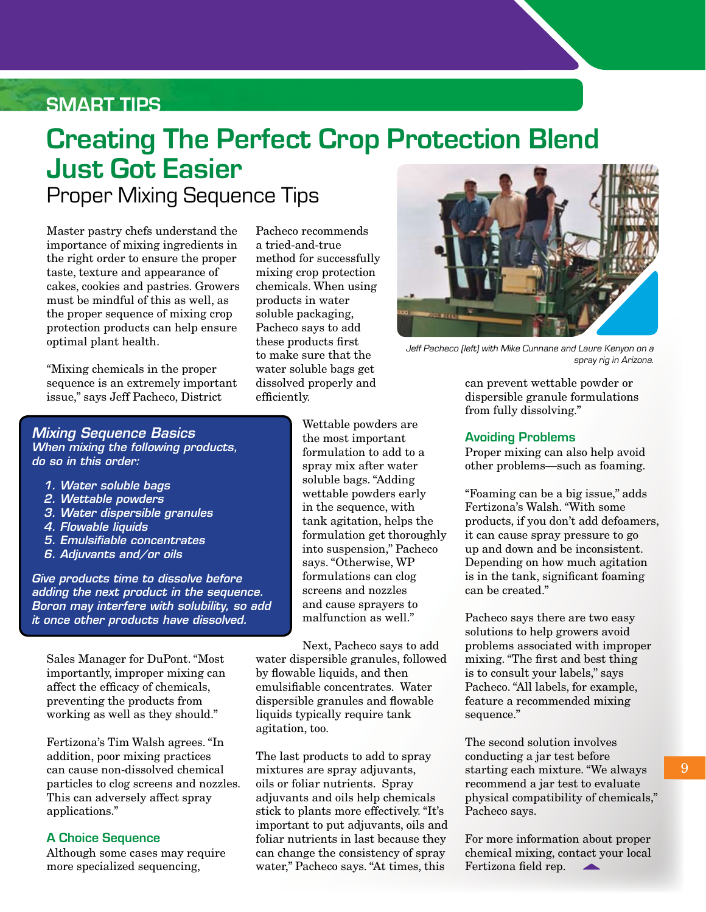SMART TIPS

# Creating The Perfect Crop Protection Blend Just Got Easier

## Proper Mixing Sequence Tips

Master pastry chefs understand the importance of mixing ingredients in the right order to ensure the proper taste, texture and appearance of cakes, cookies and pastries. Growers must be mindful of this as well, as the proper sequence of mixing crop protection products can help ensure optimal plant health.

"Mixing chemicals in the proper sequence is an extremely important issue," says Jeff Pacheco, District Sales Manager for DuPont. "Most importantly, improper mixing can affect the efficacy of chemicals, preventing the products from working as well as they should."

Fertizona's Tim Walsh agrees. "In addition, poor mixing practices can cause non-dissolved chemical particles to clog screens and nozzles. This can adversely affect spray applications."

### *Mixing Sequence Basics*

***When mixing the following products, do so in this order:***

1. *Water soluble bags*
2. *Wettable powders*
3. *Water dispersible granules*
4. *Flowable liquids*
5. *Emulsifiable concentrates*
6. *Adjuvants and/or oils*

*Give products time to dissolve before adding the next product in the sequence. Boron may interfere with solubility, so add it once other products have dissolved.*

### A Choice Sequence

Although some cases may require more specialized sequencing, Pacheco recommends a tried-and-true method for successfully mixing crop protection chemicals. When using products in water soluble packaging, Pacheco says to add these products first to make sure that the water soluble bags get dissolved properly and efficiently.

Wettable powders are the most important formulation to add to a spray mix after water soluble bags. "Adding wettable powders early in the sequence, with tank agitation, helps the formulation get thoroughly into suspension," Pacheco says. "Otherwise, WP formulations can clog screens and nozzles and cause sprayers to malfunction as well."

Next, Pacheco says to add water dispersible granules, followed by flowable liquids, and then emulsifiable concentrates. Water dispersible granules and flowable liquids typically require tank agitation, too.

The last products to add to spray mixtures are spray adjuvants, oils or foliar nutrients. Spray adjuvants and oils help chemicals stick to plants more effectively. "It's important to put adjuvants, oils and foliar nutrients in last because they can change the consistency of spray water," Pacheco says. "At times, this can prevent wettable powder or dispersible granule formulations from fully dissolving."

*Jeff Pacheco (left) with Mike Cunnane and Laure Kenyon on a spray rig in Arizona.*

### Avoiding Problems

Proper mixing can also help avoid other problems—such as foaming.

"Foaming can be a big issue," adds Fertizona's Walsh. "With some products, if you don't add defoamers, it can cause spray pressure to go up and down and be inconsistent. Depending on how much agitation is in the tank, significant foaming can be created."

Pacheco says there are two easy solutions to help growers avoid problems associated with improper mixing. "The first and best thing is to consult your labels," says Pacheco. "All labels, for example, feature a recommended mixing sequence."

The second solution involves conducting a jar test before starting each mixture. "We always recommend a jar test to evaluate physical compatibility of chemicals," Pacheco says.

For more information about proper chemical mixing, contact your local Fertizona field rep.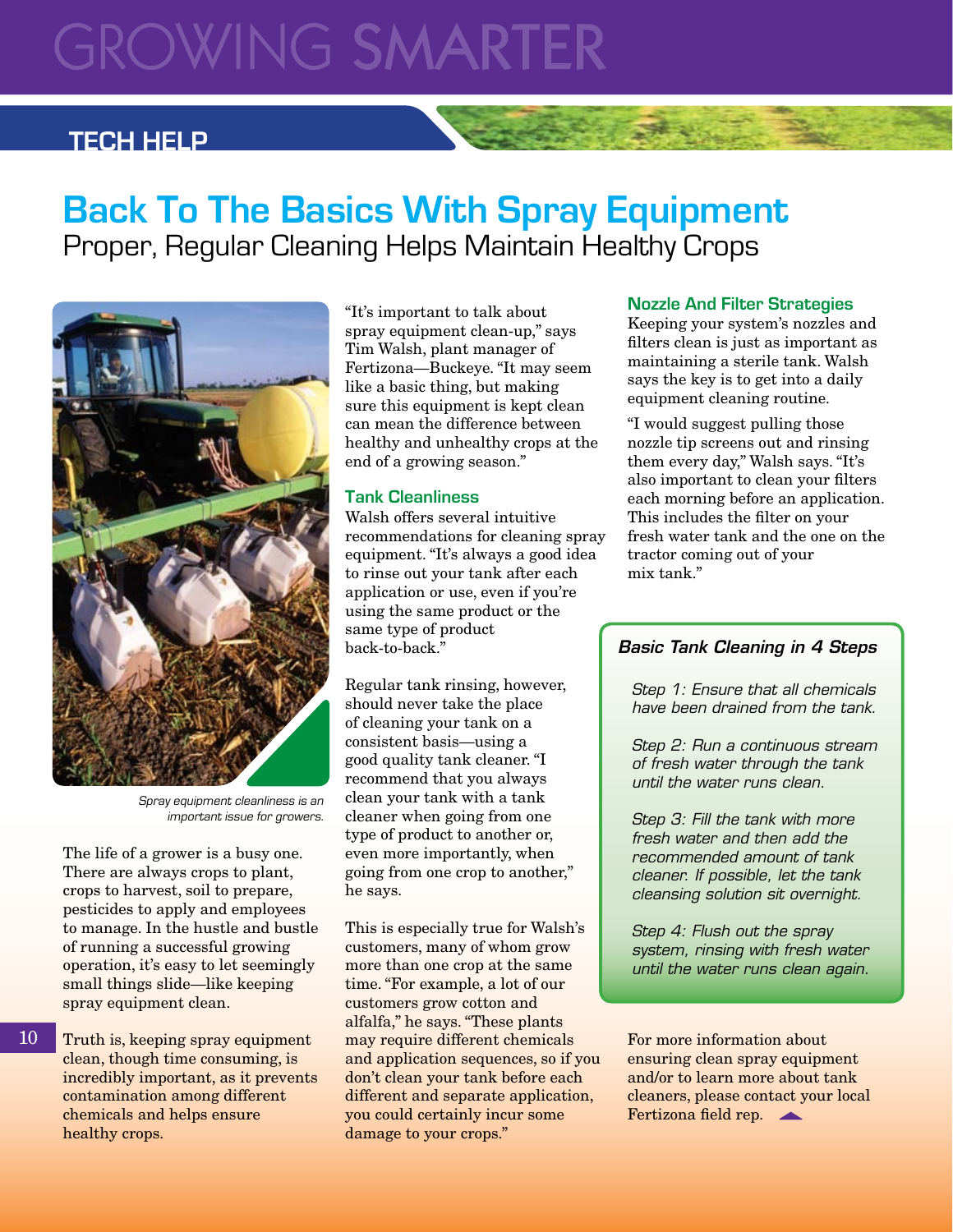# Back To The Basics With Spray Equipment

## Proper, Regular Cleaning Helps Maintain Healthy Crops

*Spray equipment cleanliness is an important issue for growers.*

The life of a grower is a busy one. There are always crops to plant, crops to harvest, soil to prepare, pesticides to apply and employees to manage. In the hustle and bustle of running a successful growing operation, it's easy to let seemingly small things slide—like keeping spray equipment clean.

Truth is, keeping spray equipment clean, though time consuming, is incredibly important, as it prevents contamination among different chemicals and helps ensure healthy crops.

"It's important to talk about spray equipment clean-up," says Tim Walsh, plant manager of Fertizona—Buckeye. "It may seem like a basic thing, but making sure this equipment is kept clean can mean the difference between healthy and unhealthy crops at the end of a growing season."

### Tank Cleanliness

Walsh offers several intuitive recommendations for cleaning spray equipment. "It's always a good idea to rinse out your tank after each application or use, even if you're using the same product or the same type of product back-to-back."

Regular tank rinsing, however, should never take the place of cleaning your tank on a consistent basis—using a good quality tank cleaner. "I recommend that you always clean your tank with a tank cleaner when going from one type of product to another or, even more importantly, when going from one crop to another," he says.

This is especially true for Walsh's customers, many of whom grow more than one crop at the same time. "For example, a lot of our customers grow cotton and alfalfa," he says. "These plants may require different chemicals and application sequences, so if you don't clean your tank before each different and separate application, you could certainly incur some damage to your crops."

### Nozzle And Filter Strategies

Keeping your system's nozzles and filters clean is just as important as maintaining a sterile tank. Walsh says the key is to get into a daily equipment cleaning routine.

"I would suggest pulling those nozzle tip screens out and rinsing them every day," Walsh says. "It's also important to clean your filters each morning before an application. This includes the filter on your fresh water tank and the one on the tractor coming out of your mix tank."

**Basic Tank Cleaning in 4 Steps**

*Step 1: Ensure that all chemicals have been drained from the tank.*

*Step 2: Run a continuous stream of fresh water through the tank until the water runs clean.*

*Step 3: Fill the tank with more fresh water and then add the recommended amount of tank cleaner. If possible, let the tank cleansing solution sit overnight.*

*Step 4: Flush out the spray system, rinsing with fresh water until the water runs clean again.*

For more information about ensuring clean spray equipment and/or to learn more about tank cleaners, please contact your local Fertizona field rep.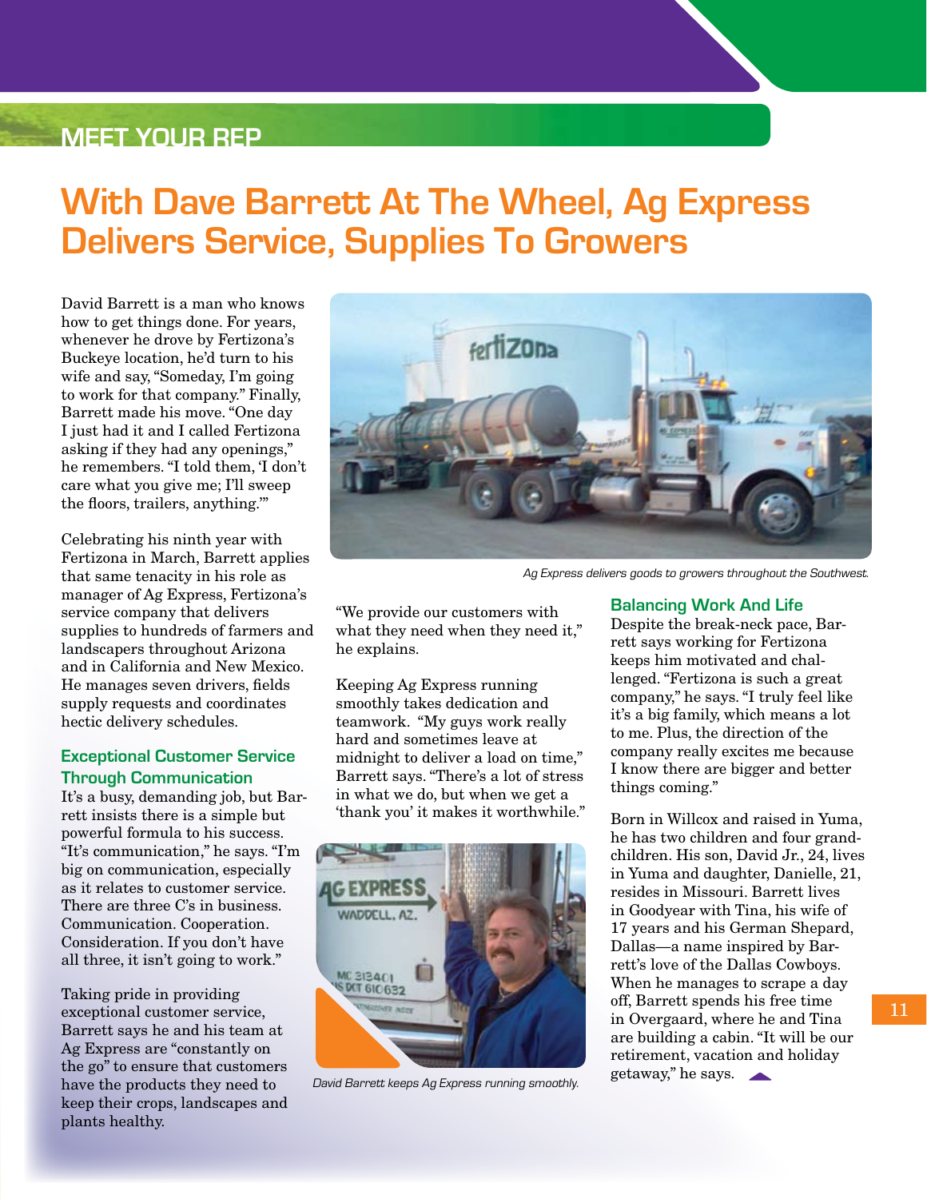MEET YOUR REP

# With Dave Barrett At The Wheel, Ag Express Delivers Service, Supplies To Growers

David Barrett is a man who knows how to get things done. For years, whenever he drove by Fertizona's Buckeye location, he'd turn to his wife and say, "Someday, I'm going to work for that company." Finally, Barrett made his move. "One day I just had it and I called Fertizona asking if they had any openings," he remembers. "I told them, 'I don't care what you give me; I'll sweep the floors, trailers, anything.'"

Celebrating his ninth year with Fertizona in March, Barrett applies that same tenacity in his role as manager of Ag Express, Fertizona's service company that delivers supplies to hundreds of farmers and landscapers throughout Arizona and in California and New Mexico. He manages seven drivers, fields supply requests and coordinates hectic delivery schedules.

## Exceptional Customer Service Through Communication

It's a busy, demanding job, but Barrett insists there is a simple but powerful formula to his success. "It's communication," he says. "I'm big on communication, especially as it relates to customer service. There are three C's in business. Communication. Consideration. Cooperation. If you don't have all three, it isn't going to work."

Taking pride in providing exceptional customer service, Barrett says he and his team at Ag Express are "constantly on the go" to ensure that customers have the products they need to keep their crops, landscapes and plants healthy.

*Ag Express delivers goods to growers throughout the Southwest.*

"We provide our customers with what they need when they need it," he explains.

Keeping Ag Express running smoothly takes dedication and teamwork. "My guys work really hard and sometimes leave at midnight to deliver a load on time," Barrett says. "There's a lot of stress in what we do, but when we get a 'thank you' it makes it worthwhile."

*David Barrett keeps Ag Express running smoothly.*

## Balancing Work And Life

Despite the break-neck pace, Barrett says working for Fertizona keeps him motivated and challenged. "Fertizona is such a great company," he says. "I truly feel like it's a big family, which means a lot to me. Plus, the direction of the company really excites me because I know there are bigger and better things coming."

Born in Willcox and raised in Yuma, he has two children and four grandchildren. His son, David Jr., 24, lives in Yuma and daughter, Danielle, 21, resides in Missouri. Barrett lives in Goodyear with Tina, his wife of 17 years and his German Shepard, Dallas—a name inspired by Barrett's love of the Dallas Cowboys. When he manages to scrape a day off, Barrett spends his free time in Overgaard, where he and Tina are building a cabin. "It will be our retirement, vacation and holiday getaway," he says.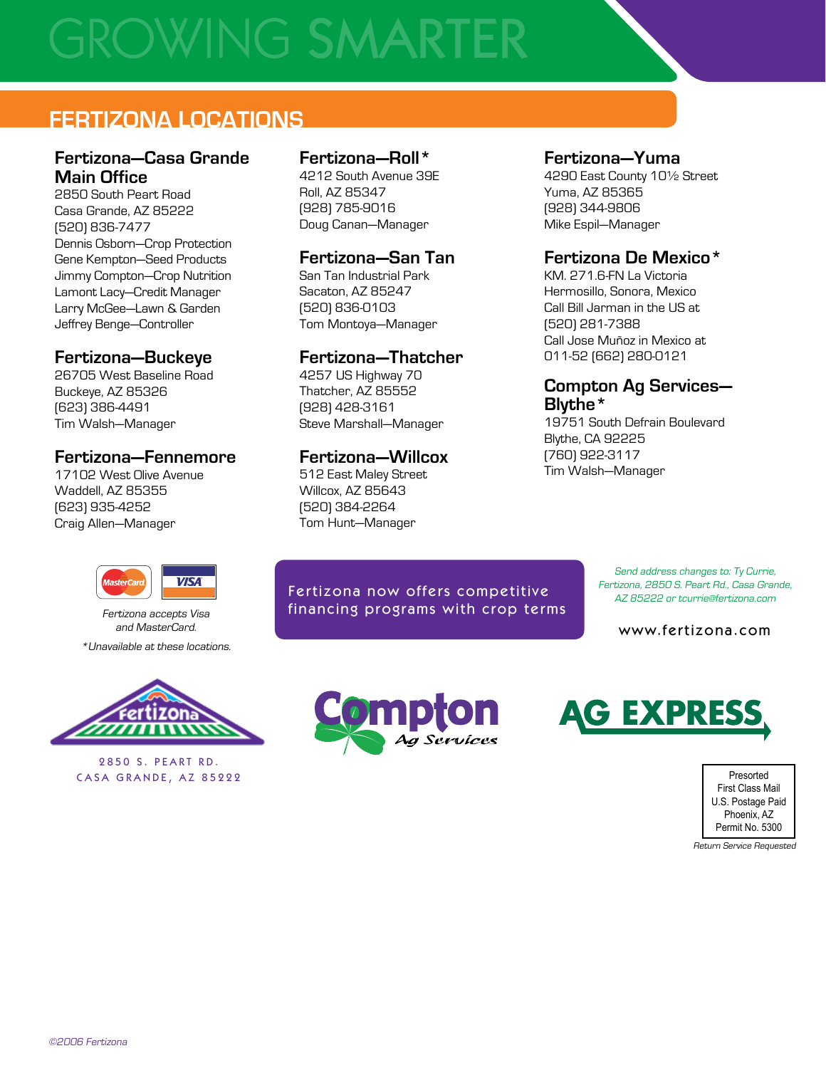# GROWING SMARTER

## FERTIZONA LOCATIONS

### Fertizona—Casa Grande Main Office

2850 South Peart Road
Casa Grande, AZ 85222
(520) 836-7477
Dennis Osborn—Crop Protection
Gene Kempton—Seed Products
Jimmy Compton—Crop Nutrition
Lamont Lacy—Credit Manager
Larry McGee—Lawn & Garden
Jeffrey Benge—Controller

### Fertizona—Buckeye

26705 West Baseline Road
Buckeye, AZ 85326
(623) 386-4491
Tim Walsh—Manager

### Fertizona—Fennemore

17102 West Olive Avenue
Waddell, AZ 85355
(623) 935-4252
Craig Allen—Manager

### Fertizona—Roll*

4212 South Avenue 39E
Roll, AZ 85347
(928) 785-9016
Doug Canan—Manager

### Fertizona—San Tan

San Tan Industrial Park
Sacaton, AZ 85247
(520) 836-0103
Tom Montoya—Manager

### Fertizona—Thatcher

4257 US Highway 70
Thatcher, AZ 85552
(928) 428-3161
Steve Marshall—Manager

### Fertizona—Willcox

512 East Maley Street
Willcox, AZ 85643
(520) 384-2264
Tom Hunt—Manager

### Fertizona—Yuma

4290 East County 10½ Street
Yuma, AZ 85365
(928) 344-9806
Mike Espil—Manager

### Fertizona De Mexico*

KM. 271.6-FN La Victoria
Hermosillo, Sonora, Mexico
Call Bill Jarman in the US at
(520) 281-7388
Call Jose Muñoz in Mexico at
011-52 (662) 280-0121

### Compton Ag Services—Blythe*

19751 South Defrain Boulevard
Blythe, CA 92225
(760) 922-3117
Tim Walsh—Manager

*Fertizona accepts Visa and MasterCard.*

*\*Unavailable at these locations.*

Fertizona now offers competitive financing programs with crop terms

*Send address changes to: Ty Currie, Fertizona, 2850 S. Peart Rd., Casa Grande, AZ 85222 or tcurrie@fertizona.com*

www.fertizona.com

Fertizona

2850 S. PEART RD.
CASA GRANDE, AZ 85222

Compton Ag Services

AG EXPRESS

Presorted
First Class Mail
U.S. Postage Paid
Phoenix, AZ
Permit No. 5300

*Return Service Requested*

*©2006 Fertizona*